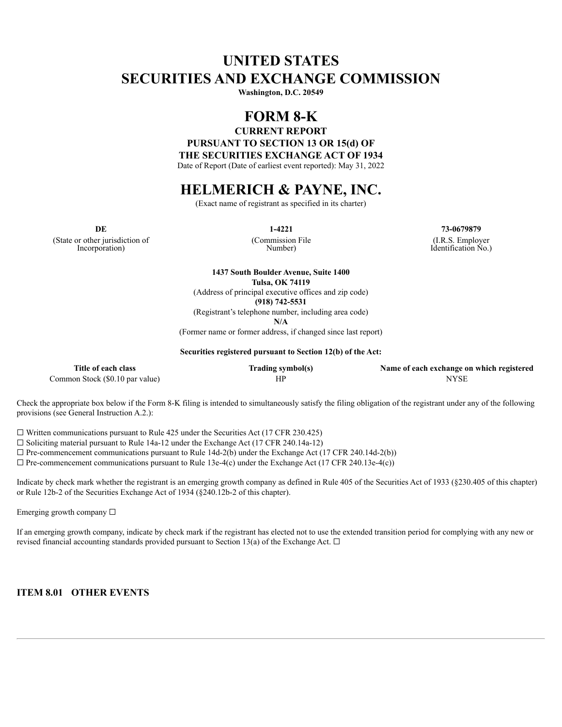# UNITED STATES
# SECURITIES AND EXCHANGE COMMISSION

**Washington, D.C. 20549**

# FORM 8-K

**CURRENT REPORT**

**PURSUANT TO SECTION 13 OR 15(d) OF**

**THE SECURITIES EXCHANGE ACT OF 1934**

Date of Report (Date of earliest event reported): May 31, 2022

# HELMERICH & PAYNE, INC.

(Exact name of registrant as specified in its charter)

| **DE** | **1-4221** | **73-0679879** |
|---|---|---|
| (State or other jurisdiction of Incorporation) | (Commission File Number) | (I.R.S. Employer Identification No.) |

**1437 South Boulder Avenue, Suite 1400**

**Tulsa, OK 74119**

(Address of principal executive offices and zip code)

**(918) 742-5531**

(Registrant's telephone number, including area code)

**N/A**

(Former name or former address, if changed since last report)

**Securities registered pursuant to Section 12(b) of the Act:**

| Title of each class | Trading symbol(s) | Name of each exchange on which registered |
|---|---|---|
| Common Stock ($0.10 par value) | HP | NYSE |

Check the appropriate box below if the Form 8-K filing is intended to simultaneously satisfy the filing obligation of the registrant under any of the following provisions (see General Instruction A.2.):

☐ Written communications pursuant to Rule 425 under the Securities Act (17 CFR 230.425)
☐ Soliciting material pursuant to Rule 14a-12 under the Exchange Act (17 CFR 240.14a-12)
☐ Pre-commencement communications pursuant to Rule 14d-2(b) under the Exchange Act (17 CFR 240.14d-2(b))
☐ Pre-commencement communications pursuant to Rule 13e-4(c) under the Exchange Act (17 CFR 240.13e-4(c))

Indicate by check mark whether the registrant is an emerging growth company as defined in Rule 405 of the Securities Act of 1933 (§230.405 of this chapter) or Rule 12b-2 of the Securities Exchange Act of 1934 (§240.12b-2 of this chapter).

Emerging growth company ☐

If an emerging growth company, indicate by check mark if the registrant has elected not to use the extended transition period for complying with any new or revised financial accounting standards provided pursuant to Section 13(a) of the Exchange Act. ☐

## ITEM 8.01 OTHER EVENTS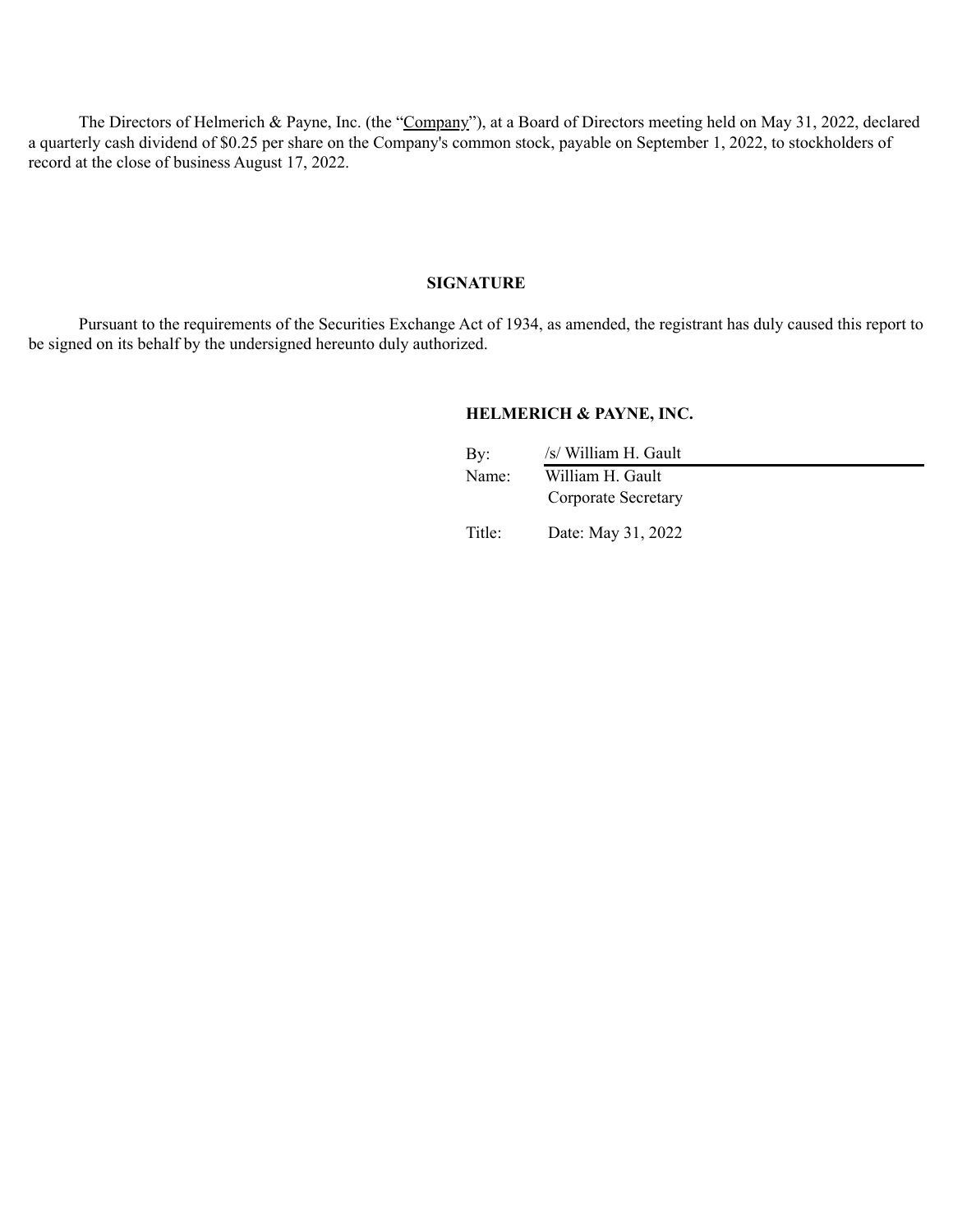The Directors of Helmerich & Payne, Inc. (the "Company"), at a Board of Directors meeting held on May 31, 2022, declared a quarterly cash dividend of $0.25 per share on the Company's common stock, payable on September 1, 2022, to stockholders of record at the close of business August 17, 2022.

## SIGNATURE

Pursuant to the requirements of the Securities Exchange Act of 1934, as amended, the registrant has duly caused this report to be signed on its behalf by the undersigned hereunto duly authorized.

**HELMERICH & PAYNE, INC.**

| | |
|---|---|
| By: | /s/ William H. Gault |
| Name: | William H. Gault |
| | Corporate Secretary |
| Title: | Date: May 31, 2022 |